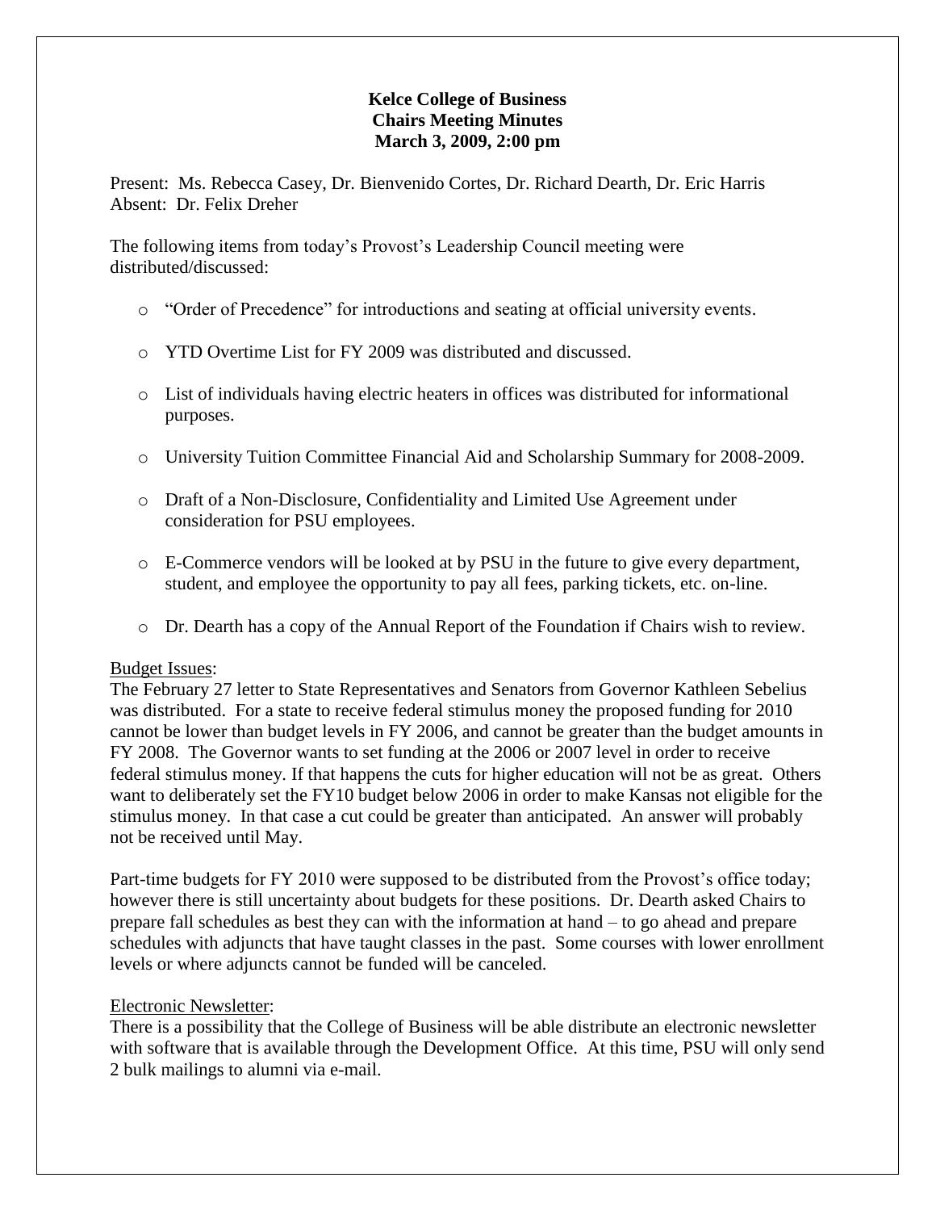**Kelce College of Business**
**Chairs Meeting Minutes**
**March 3, 2009, 2:00 pm**

Present: Ms. Rebecca Casey, Dr. Bienvenido Cortes, Dr. Richard Dearth, Dr. Eric Harris
Absent: Dr. Felix Dreher

The following items from today's Provost's Leadership Council meeting were distributed/discussed:

- "Order of Precedence" for introductions and seating at official university events.
- YTD Overtime List for FY 2009 was distributed and discussed.
- List of individuals having electric heaters in offices was distributed for informational purposes.
- University Tuition Committee Financial Aid and Scholarship Summary for 2008-2009.
- Draft of a Non-Disclosure, Confidentiality and Limited Use Agreement under consideration for PSU employees.
- E-Commerce vendors will be looked at by PSU in the future to give every department, student, and employee the opportunity to pay all fees, parking tickets, etc. on-line.
- Dr. Dearth has a copy of the Annual Report of the Foundation if Chairs wish to review.

Budget Issues:
The February 27 letter to State Representatives and Senators from Governor Kathleen Sebelius was distributed. For a state to receive federal stimulus money the proposed funding for 2010 cannot be lower than budget levels in FY 2006, and cannot be greater than the budget amounts in FY 2008. The Governor wants to set funding at the 2006 or 2007 level in order to receive federal stimulus money. If that happens the cuts for higher education will not be as great. Others want to deliberately set the FY10 budget below 2006 in order to make Kansas not eligible for the stimulus money. In that case a cut could be greater than anticipated. An answer will probably not be received until May.

Part-time budgets for FY 2010 were supposed to be distributed from the Provost's office today; however there is still uncertainty about budgets for these positions. Dr. Dearth asked Chairs to prepare fall schedules as best they can with the information at hand – to go ahead and prepare schedules with adjuncts that have taught classes in the past. Some courses with lower enrollment levels or where adjuncts cannot be funded will be canceled.

Electronic Newsletter:
There is a possibility that the College of Business will be able distribute an electronic newsletter with software that is available through the Development Office. At this time, PSU will only send 2 bulk mailings to alumni via e-mail.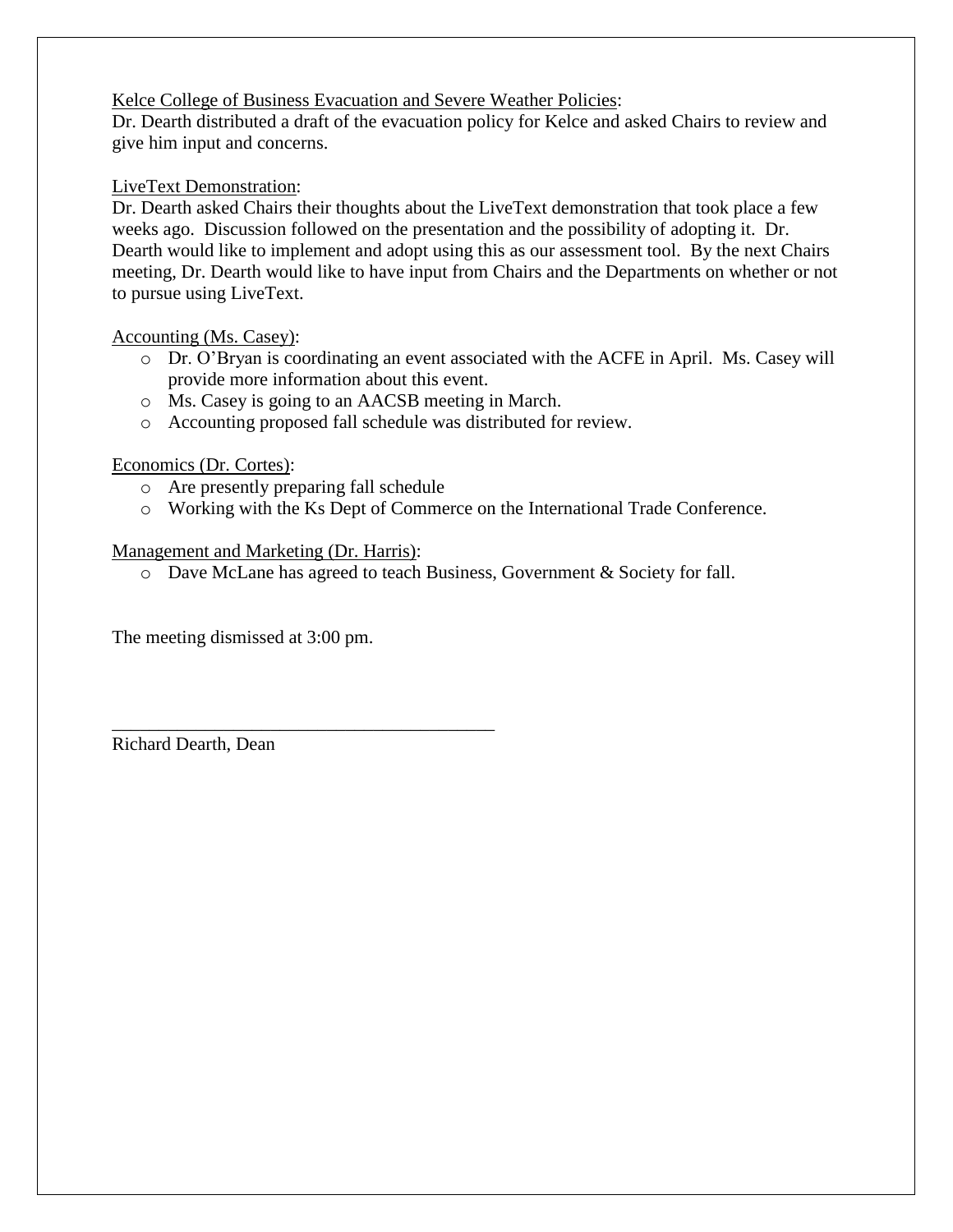Kelce College of Business Evacuation and Severe Weather Policies:
Dr. Dearth distributed a draft of the evacuation policy for Kelce and asked Chairs to review and give him input and concerns.

LiveText Demonstration:
Dr. Dearth asked Chairs their thoughts about the LiveText demonstration that took place a few weeks ago. Discussion followed on the presentation and the possibility of adopting it. Dr. Dearth would like to implement and adopt using this as our assessment tool. By the next Chairs meeting, Dr. Dearth would like to have input from Chairs and the Departments on whether or not to pursue using LiveText.

Accounting (Ms. Casey):

- Dr. O'Bryan is coordinating an event associated with the ACFE in April. Ms. Casey will provide more information about this event.
- Ms. Casey is going to an AACSB meeting in March.
- Accounting proposed fall schedule was distributed for review.

Economics (Dr. Cortes):

- Are presently preparing fall schedule
- Working with the Ks Dept of Commerce on the International Trade Conference.

Management and Marketing (Dr. Harris):

- Dave McLane has agreed to teach Business, Government & Society for fall.

The meeting dismissed at 3:00 pm.

\_\_\_\_\_\_\_\_\_\_\_\_\_\_\_\_\_\_\_\_\_\_\_\_\_\_\_\_\_\_\_\_\_\_\_\_\_\_\_\_\_\_

Richard Dearth, Dean